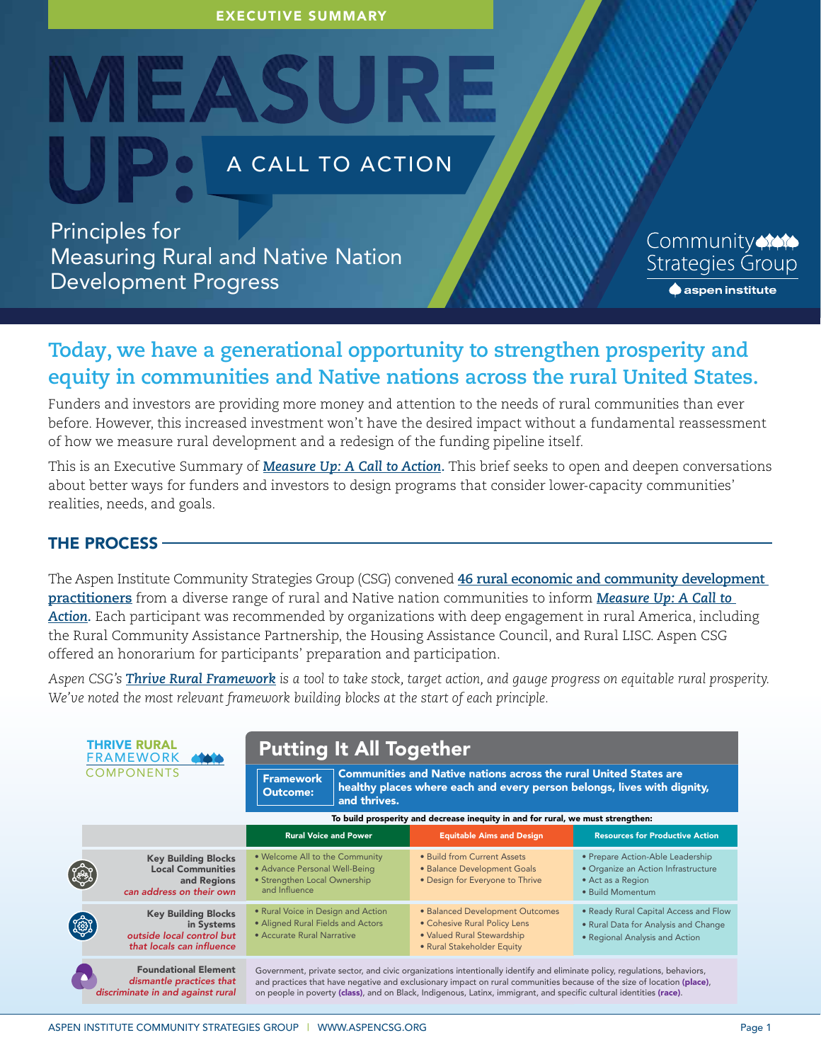EXECUTIVE SUMMARY

# MEASURE UP: A CALL TO ACTION

## Principles for Measuring Rural and Native Nation Development Progress

Community Strategies Group
aspen institute

## Today, we have a generational opportunity to strengthen prosperity and equity in communities and Native nations across the rural United States.

Funders and investors are providing more money and attention to the needs of rural communities than ever before. However, this increased investment won't have the desired impact without a fundamental reassessment of how we measure rural development and a redesign of the funding pipeline itself.

This is an Executive Summary of ***Measure Up: A Call to Action***. This brief seeks to open and deepen conversations about better ways for funders and investors to design programs that consider lower-capacity communities' realities, needs, and goals.

### THE PROCESS

The Aspen Institute Community Strategies Group (CSG) convened **46 rural economic and community development practitioners** from a diverse range of rural and Native nation communities to inform ***Measure Up: A Call to Action***. Each participant was recommended by organizations with deep engagement in rural America, including the Rural Community Assistance Partnership, the Housing Assistance Council, and Rural LISC. Aspen CSG offered an honorarium for participants' preparation and participation.

*Aspen CSG's **Thrive Rural Framework** is a tool to take stock, target action, and gauge progress on equitable rural prosperity. We've noted the most relevant framework building blocks at the start of each principle.*

**THRIVE RURAL FRAMEWORK COMPONENTS**

**Putting It All Together**

**Framework Outcome:** Communities and Native nations across the rural United States are healthy places where each and every person belongs, lives with dignity, and thrives.

To build prosperity and decrease inequity in and for rural, we must strengthen:

| | Rural Voice and Power | Equitable Aims and Design | Resources for Productive Action |
|---|---|---|---|
| **Key Building Blocks Local Communities and Regions** *can address on their own* | • Welcome All to the Community<br>• Advance Personal Well-Being<br>• Strengthen Local Ownership and Influence | • Build from Current Assets<br>• Balance Development Goals<br>• Design for Everyone to Thrive | • Prepare Action-Able Leadership<br>• Organize an Action Infrastructure<br>• Act as a Region<br>• Build Momentum |
| **Key Building Blocks in Systems** *outside local control but that locals can influence* | • Rural Voice in Design and Action<br>• Aligned Rural Fields and Actors<br>• Accurate Rural Narrative | • Balanced Development Outcomes<br>• Cohesive Rural Policy Lens<br>• Valued Rural Stewardship<br>• Rural Stakeholder Equity | • Ready Rural Capital Access and Flow<br>• Rural Data for Analysis and Change<br>• Regional Analysis and Action |
| **Foundational Element** *dismantle practices that discriminate in and against rural* | Government, private sector, and civic organizations intentionally identify and eliminate policy, regulations, behaviors, and practices that have negative and exclusionary impact on rural communities because of the size of location **(place)**, on people in poverty **(class)**, and on Black, Indigenous, Latinx, immigrant, and specific cultural identities **(race)**. | | |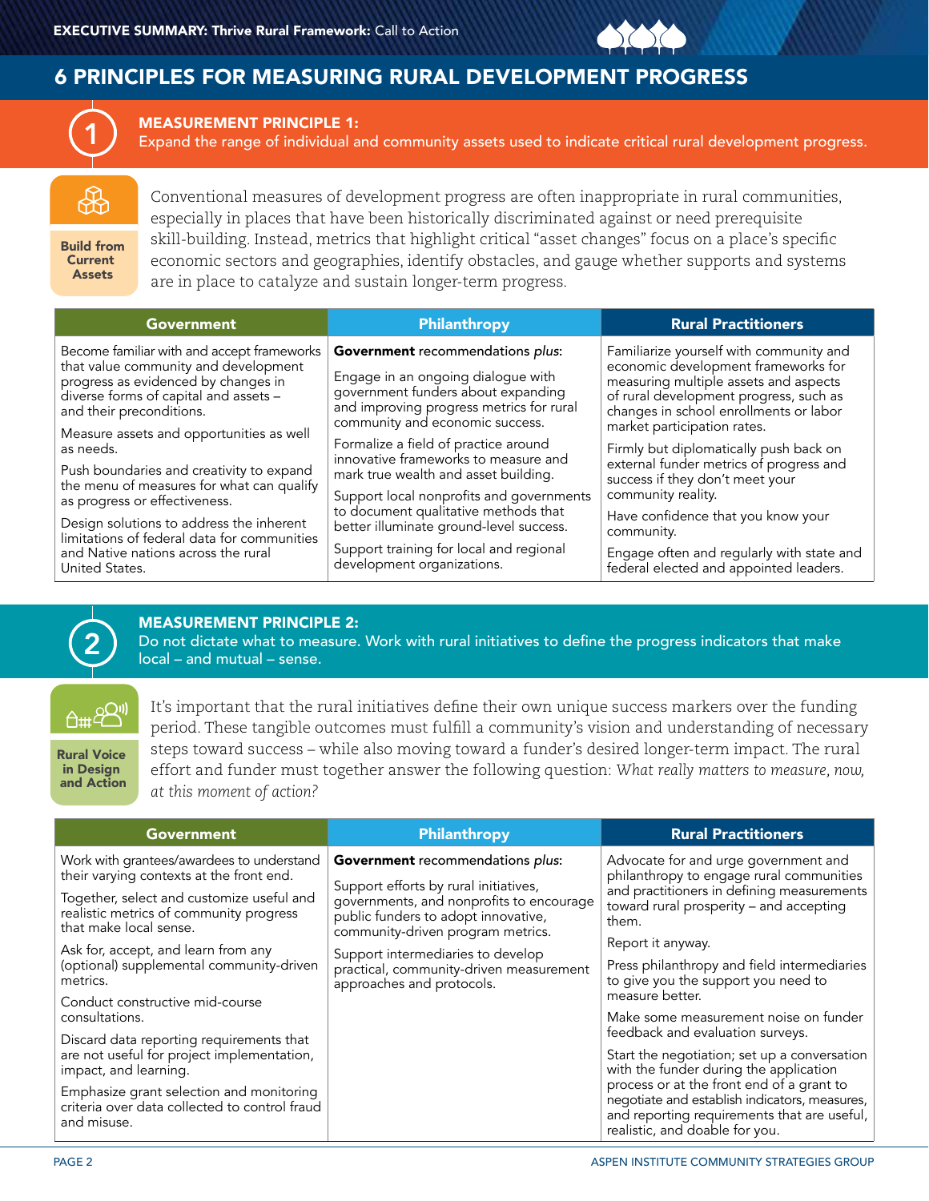# 6 PRINCIPLES FOR MEASURING RURAL DEVELOPMENT PROGRESS

## 1 MEASUREMENT PRINCIPLE 1:

Expand the range of individual and community assets used to indicate critical rural development progress.

**Build from Current Assets**

Conventional measures of development progress are often inappropriate in rural communities, especially in places that have been historically discriminated against or need prerequisite skill-building. Instead, metrics that highlight critical "asset changes" focus on a place's specific economic sectors and geographies, identify obstacles, and gauge whether supports and systems are in place to catalyze and sustain longer-term progress.

| Government | Philanthropy | Rural Practitioners |
|---|---|---|
| Become familiar with and accept frameworks that value community and development progress as evidenced by changes in diverse forms of capital and assets – and their preconditions.<br><br>Measure assets and opportunities as well as needs.<br><br>Push boundaries and creativity to expand the menu of measures for what can qualify as progress or effectiveness.<br><br>Design solutions to address the inherent limitations of federal data for communities and Native nations across the rural United States. | **Government** recommendations *plus*:<br><br>Engage in an ongoing dialogue with government funders about expanding and improving progress metrics for rural community and economic success.<br><br>Formalize a field of practice around innovative frameworks to measure and mark true wealth and asset building.<br><br>Support local nonprofits and governments to document qualitative methods that better illuminate ground-level success.<br><br>Support training for local and regional development organizations. | Familiarize yourself with community and economic development frameworks for measuring multiple assets and aspects of rural development progress, such as changes in school enrollments or labor market participation rates.<br><br>Firmly but diplomatically push back on external funder metrics of progress and success if they don't meet your community reality.<br><br>Have confidence that you know your community.<br><br>Engage often and regularly with state and federal elected and appointed leaders. |

## 2 MEASUREMENT PRINCIPLE 2:

Do not dictate what to measure. Work with rural initiatives to define the progress indicators that make local – and mutual – sense.

**Rural Voice in Design and Action**

It's important that the rural initiatives define their own unique success markers over the funding period. These tangible outcomes must fulfill a community's vision and understanding of necessary steps toward success – while also moving toward a funder's desired longer-term impact. The rural effort and funder must together answer the following question: *What really matters to measure, now, at this moment of action?*

| Government | Philanthropy | Rural Practitioners |
|---|---|---|
| Work with grantees/awardees to understand their varying contexts at the front end.<br><br>Together, select and customize useful and realistic metrics of community progress that make local sense.<br><br>Ask for, accept, and learn from any (optional) supplemental community-driven metrics.<br><br>Conduct constructive mid-course consultations.<br><br>Discard data reporting requirements that are not useful for project implementation, impact, and learning.<br><br>Emphasize grant selection and monitoring criteria over data collected to control fraud and misuse. | **Government** recommendations *plus*:<br><br>Support efforts by rural initiatives, governments, and nonprofits to encourage public funders to adopt innovative, community-driven program metrics.<br><br>Support intermediaries to develop practical, community-driven measurement approaches and protocols. | Advocate for and urge government and philanthropy to engage rural communities and practitioners in defining measurements toward rural prosperity – and accepting them.<br><br>Report it anyway.<br><br>Press philanthropy and field intermediaries to give you the support you need to measure better.<br><br>Make some measurement noise on funder feedback and evaluation surveys.<br><br>Start the negotiation; set up a conversation with the funder during the application process or at the front end of a grant to negotiate and establish indicators, measures, and reporting requirements that are useful, realistic, and doable for you. |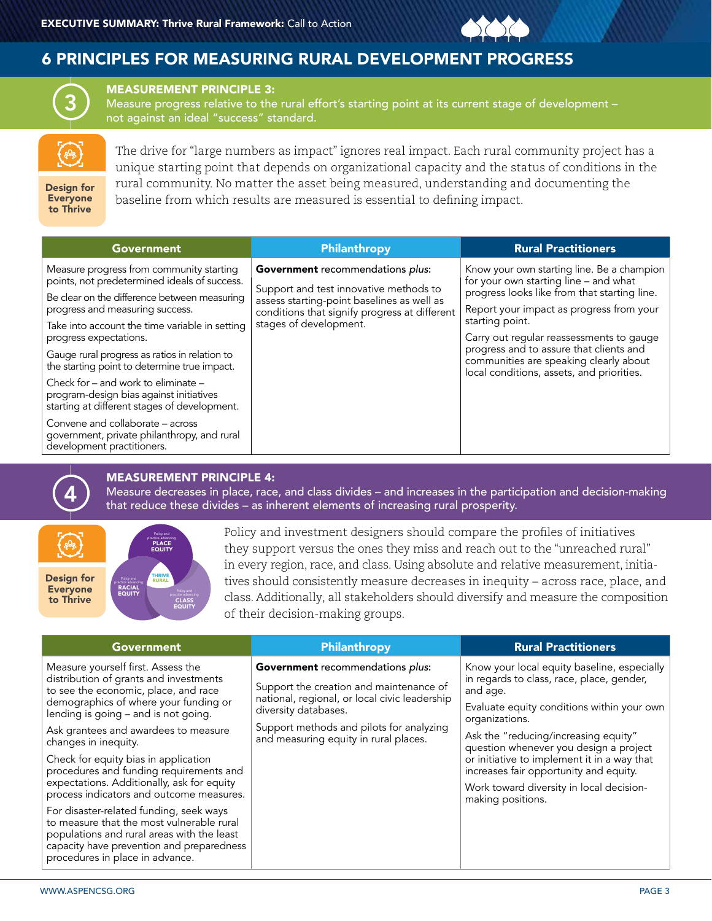## 6 PRINCIPLES FOR MEASURING RURAL DEVELOPMENT PROGRESS

### MEASUREMENT PRINCIPLE 3:

Measure progress relative to the rural effort's starting point at its current stage of development – not against an ideal "success" standard.

**Design for Everyone to Thrive**

The drive for "large numbers as impact" ignores real impact. Each rural community project has a unique starting point that depends on organizational capacity and the status of conditions in the rural community. No matter the asset being measured, understanding and documenting the baseline from which results are measured is essential to defining impact.

| Government | Philanthropy | Rural Practitioners |
|---|---|---|
| Measure progress from community starting points, not predetermined ideals of success.<br><br>Be clear on the difference between measuring progress and measuring success.<br><br>Take into account the time variable in setting progress expectations.<br><br>Gauge rural progress as ratios in relation to the starting point to determine true impact.<br><br>Check for – and work to eliminate – program-design bias against initiatives starting at different stages of development.<br><br>Convene and collaborate – across government, private philanthropy, and rural development practitioners. | **Government** recommendations *plus*:<br><br>Support and test innovative methods to assess starting-point baselines as well as conditions that signify progress at different stages of development. | Know your own starting line. Be a champion for your own starting line – and what progress looks like from that starting line.<br><br>Report your impact as progress from your starting point.<br><br>Carry out regular reassessments to gauge progress and to assure that clients and communities are speaking clearly about local conditions, assets, and priorities. |

### MEASUREMENT PRINCIPLE 4:

Measure decreases in place, race, and class divides – and increases in the participation and decision-making that reduce these divides – as inherent elements of increasing rural prosperity.

**Design for Everyone to Thrive**

Policy and investment designers should compare the profiles of initiatives they support versus the ones they miss and reach out to the "unreached rural" in every region, race, and class. Using absolute and relative measurement, initiatives should consistently measure decreases in inequity – across race, place, and class. Additionally, all stakeholders should diversify and measure the composition of their decision-making groups.

| Government | Philanthropy | Rural Practitioners |
|---|---|---|
| Measure yourself first. Assess the distribution of grants and investments to see the economic, place, and race demographics of where your funding or lending is going – and is not going.<br><br>Ask grantees and awardees to measure changes in inequity.<br><br>Check for equity bias in application procedures and funding requirements and expectations. Additionally, ask for equity process indicators and outcome measures.<br><br>For disaster-related funding, seek ways to measure that the most vulnerable rural populations and rural areas with the least capacity have prevention and preparedness procedures in place in advance. | **Government** recommendations *plus*:<br><br>Support the creation and maintenance of national, regional, or local civic leadership diversity databases.<br><br>Support methods and pilots for analyzing and measuring equity in rural places. | Know your local equity baseline, especially in regards to class, race, place, gender, and age.<br><br>Evaluate equity conditions within your own organizations.<br><br>Ask the "reducing/increasing equity" question whenever you design a project or initiative to implement it in a way that increases fair opportunity and equity.<br><br>Work toward diversity in local decision-making positions. |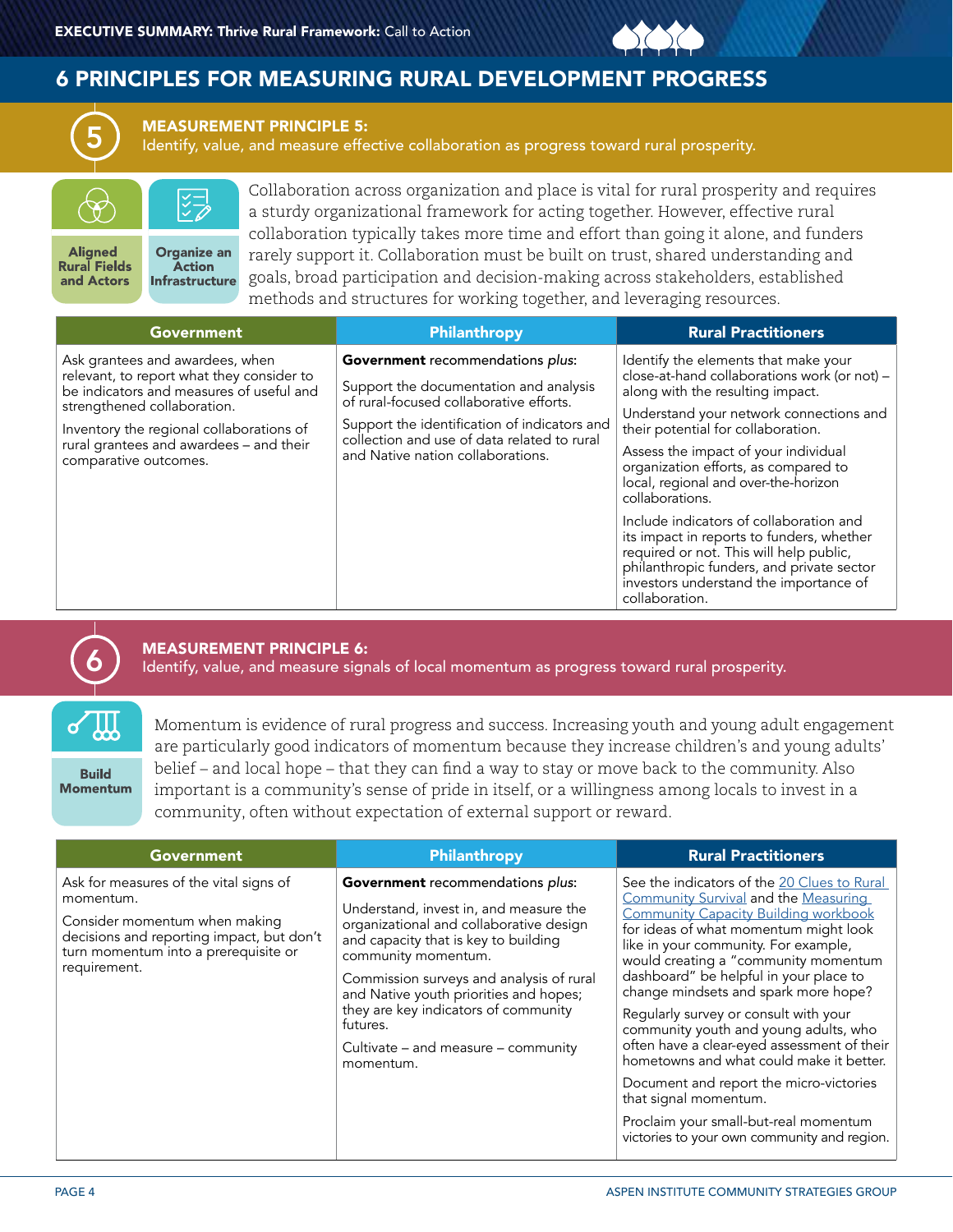## 6 PRINCIPLES FOR MEASURING RURAL DEVELOPMENT PROGRESS

### MEASUREMENT PRINCIPLE 5:

Identify, value, and measure effective collaboration as progress toward rural prosperity.

**Aligned Rural Fields and Actors** | **Organize an Action Infrastructure**

Collaboration across organization and place is vital for rural prosperity and requires a sturdy organizational framework for acting together. However, effective rural collaboration typically takes more time and effort than going it alone, and funders rarely support it. Collaboration must be built on trust, shared understanding and goals, broad participation and decision-making across stakeholders, established methods and structures for working together, and leveraging resources.

| Government | Philanthropy | Rural Practitioners |
|---|---|---|
| Ask grantees and awardees, when relevant, to report what they consider to be indicators and measures of useful and strengthened collaboration.<br><br>Inventory the regional collaborations of rural grantees and awardees – and their comparative outcomes. | **Government** recommendations *plus*:<br><br>Support the documentation and analysis of rural-focused collaborative efforts.<br><br>Support the identification of indicators and collection and use of data related to rural and Native nation collaborations. | Identify the elements that make your close-at-hand collaborations work (or not) – along with the resulting impact.<br><br>Understand your network connections and their potential for collaboration.<br><br>Assess the impact of your individual organization efforts, as compared to local, regional and over-the-horizon collaborations.<br><br>Include indicators of collaboration and its impact in reports to funders, whether required or not. This will help public, philanthropic funders, and private sector investors understand the importance of collaboration. |

### MEASUREMENT PRINCIPLE 6:

Identify, value, and measure signals of local momentum as progress toward rural prosperity.

**Build Momentum**

Momentum is evidence of rural progress and success. Increasing youth and young adult engagement are particularly good indicators of momentum because they increase children's and young adults' belief – and local hope – that they can find a way to stay or move back to the community. Also important is a community's sense of pride in itself, or a willingness among locals to invest in a community, often without expectation of external support or reward.

| Government | Philanthropy | Rural Practitioners |
|---|---|---|
| Ask for measures of the vital signs of momentum.<br><br>Consider momentum when making decisions and reporting impact, but don't turn momentum into a prerequisite or requirement. | **Government** recommendations *plus*:<br><br>Understand, invest in, and measure the organizational and collaborative design and capacity that is key to building community momentum.<br><br>Commission surveys and analysis of rural and Native youth priorities and hopes; they are key indicators of community futures.<br><br>Cultivate – and measure – community momentum. | See the indicators of the 20 Clues to Rural Community Survival and the Measuring Community Capacity Building workbook for ideas of what momentum might look like in your community. For example, would creating a "community momentum dashboard" be helpful in your place to change mindsets and spark more hope?<br><br>Regularly survey or consult with your community youth and young adults, who often have a clear-eyed assessment of their hometowns and what could make it better.<br><br>Document and report the micro-victories that signal momentum.<br><br>Proclaim your small-but-real momentum victories to your own community and region. |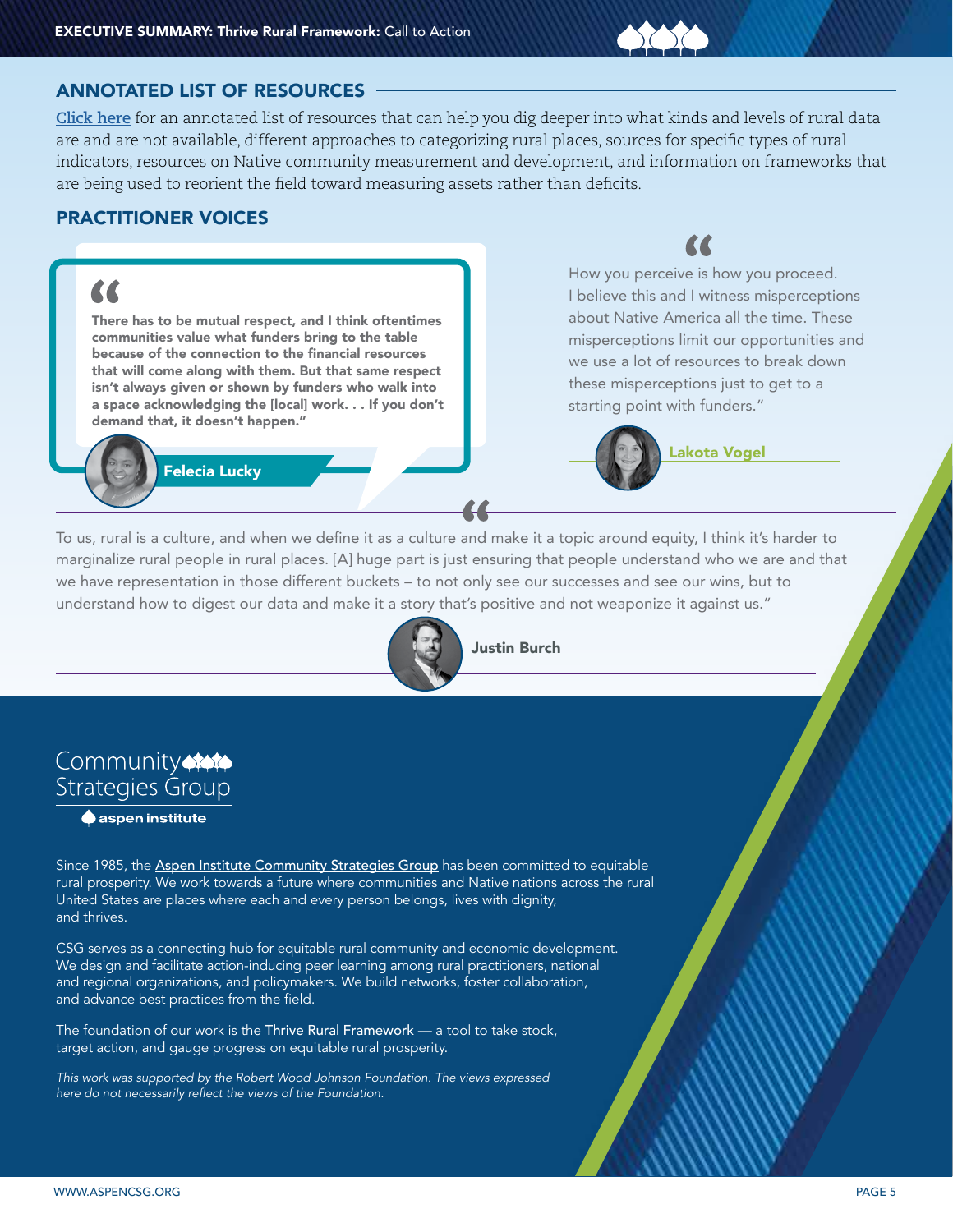## ANNOTATED LIST OF RESOURCES

Click here for an annotated list of resources that can help you dig deeper into what kinds and levels of rural data are and are not available, different approaches to categorizing rural places, sources for specific types of rural indicators, resources on Native community measurement and development, and information on frameworks that are being used to reorient the field toward measuring assets rather than deficits.

## PRACTITIONER VOICES

> **"There has to be mutual respect, and I think oftentimes communities value what funders bring to the table because of the connection to the financial resources that will come along with them. But that same respect isn't always given or shown by funders who walk into a space acknowledging the [local] work. . . If you don't demand that, it doesn't happen."**
>
> — **Felecia Lucky**

> "How you perceive is how you proceed. I believe this and I witness misperceptions about Native America all the time. These misperceptions limit our opportunities and we use a lot of resources to break down these misperceptions just to get to a starting point with funders."
>
> — **Lakota Vogel**

> "To us, rural is a culture, and when we define it as a culture and make it a topic around equity, I think it's harder to marginalize rural people in rural places. [A] huge part is just ensuring that people understand who we are and that we have representation in those different buckets – to not only see our successes and see our wins, but to understand how to digest our data and make it a story that's positive and not weaponize it against us."
>
> — **Justin Burch**

Community Strategies Group
aspen institute

Since 1985, the Aspen Institute Community Strategies Group has been committed to equitable rural prosperity. We work towards a future where communities and Native nations across the rural United States are places where each and every person belongs, lives with dignity, and thrives.

CSG serves as a connecting hub for equitable rural community and economic development. We design and facilitate action-inducing peer learning among rural practitioners, national and regional organizations, and policymakers. We build networks, foster collaboration, and advance best practices from the field.

The foundation of our work is the Thrive Rural Framework — a tool to take stock, target action, and gauge progress on equitable rural prosperity.

*This work was supported by the Robert Wood Johnson Foundation. The views expressed here do not necessarily reflect the views of the Foundation.*